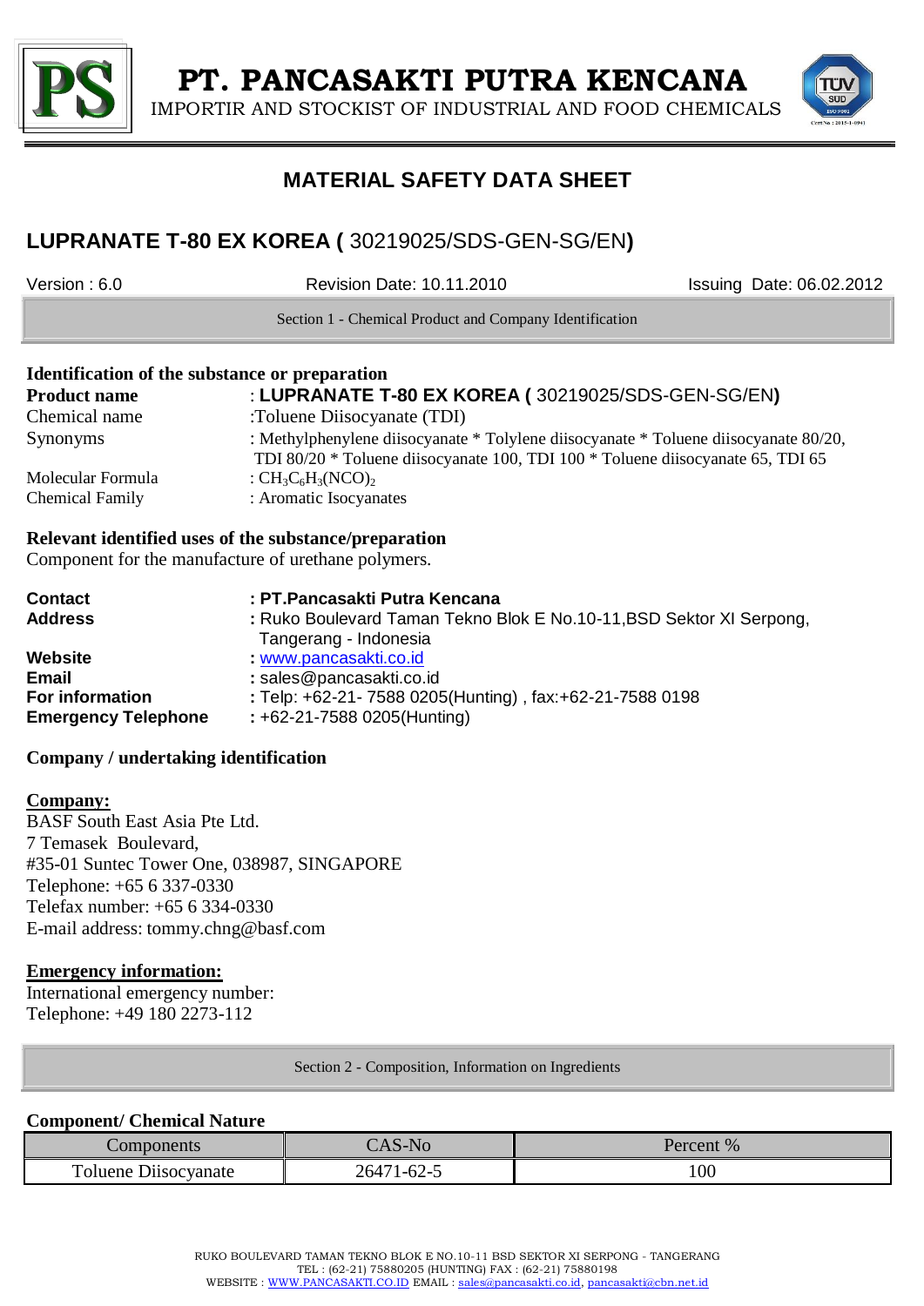# PT. PANCASAKTI PUTRA KENCANA

IMPORTIR AND STOCKIST OF INDUSTRIAL AND FOOD CHEMICALS

## MATERIAL SAFETY DATA SHEET

## LUPRANATE T-80 EX KOREA ( 30219025/SDS-GEN-SG/EN)

Version : 6.0 | Revision Date: 10.11.2010 | Issuing Date: 06.02.2012

### Section 1 - Chemical Product and Company Identification

**Identification of the substance or preparation**

**Product name** : **LUPRANATE T-80 EX KOREA (** 30219025/SDS-GEN-SG/EN**)**
Chemical name :Toluene Diisocyanate (TDI)
Synonyms : Methylphenylene diisocyanate * Tolylene diisocyanate * Toluene diisocyanate 80/20, TDI 80/20 * Toluene diisocyanate 100, TDI 100 * Toluene diisocyanate 65, TDI 65
Molecular Formula : $CH_3C_6H_3(NCO)_2$
Chemical Family : Aromatic Isocyanates

**Relevant identified uses of the substance/preparation**
Component for the manufacture of urethane polymers.

**Contact** : **PT.Pancasakti Putra Kencana**
**Address** : Ruko Boulevard Taman Tekno Blok E No.10-11,BSD Sektor XI Serpong, Tangerang - Indonesia
**Website** : www.pancasakti.co.id
**Email** : sales@pancasakti.co.id
**For information** : Telp: +62-21- 7588 0205(Hunting) , fax:+62-21-7588 0198
**Emergency Telephone** : +62-21-7588 0205(Hunting)

**Company / undertaking identification**

**Company:**
BASF South East Asia Pte Ltd.
7 Temasek Boulevard,
#35-01 Suntec Tower One, 038987, SINGAPORE
Telephone: +65 6 337-0330
Telefax number: +65 6 334-0330
E-mail address: tommy.chng@basf.com

**Emergency information:**
International emergency number:
Telephone: +49 180 2273-112

### Section 2 - Composition, Information on Ingredients

**Component/ Chemical Nature**

| Components | CAS-No | Percent % |
|---|---|---|
| Toluene Diisocyanate | 26471-62-5 | 100 |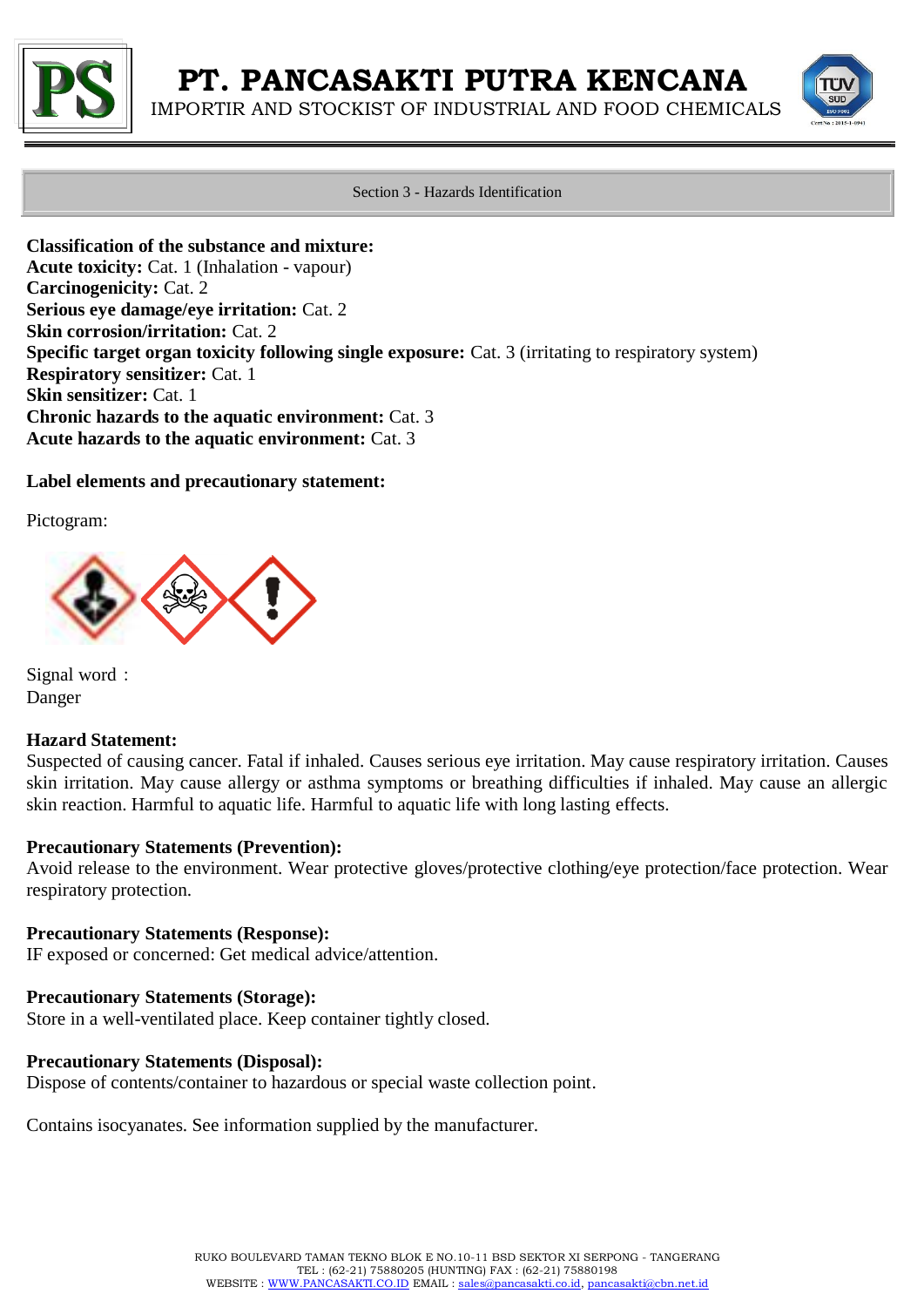## Section 3 - Hazards Identification

**Classification of the substance and mixture:**
**Acute toxicity:** Cat. 1 (Inhalation - vapour)
**Carcinogenicity:** Cat. 2
**Serious eye damage/eye irritation:** Cat. 2
**Skin corrosion/irritation:** Cat. 2
**Specific target organ toxicity following single exposure:** Cat. 3 (irritating to respiratory system)
**Respiratory sensitizer:** Cat. 1
**Skin sensitizer:** Cat. 1
**Chronic hazards to the aquatic environment:** Cat. 3
**Acute hazards to the aquatic environment:** Cat. 3

**Label elements and precautionary statement:**

Pictogram:

Signal word :
Danger

**Hazard Statement:**
Suspected of causing cancer. Fatal if inhaled. Causes serious eye irritation. May cause respiratory irritation. Causes skin irritation. May cause allergy or asthma symptoms or breathing difficulties if inhaled. May cause an allergic skin reaction. Harmful to aquatic life. Harmful to aquatic life with long lasting effects.

**Precautionary Statements (Prevention):**
Avoid release to the environment. Wear protective gloves/protective clothing/eye protection/face protection. Wear respiratory protection.

**Precautionary Statements (Response):**
IF exposed or concerned: Get medical advice/attention.

**Precautionary Statements (Storage):**
Store in a well-ventilated place. Keep container tightly closed.

**Precautionary Statements (Disposal):**
Dispose of contents/container to hazardous or special waste collection point.

Contains isocyanates. See information supplied by the manufacturer.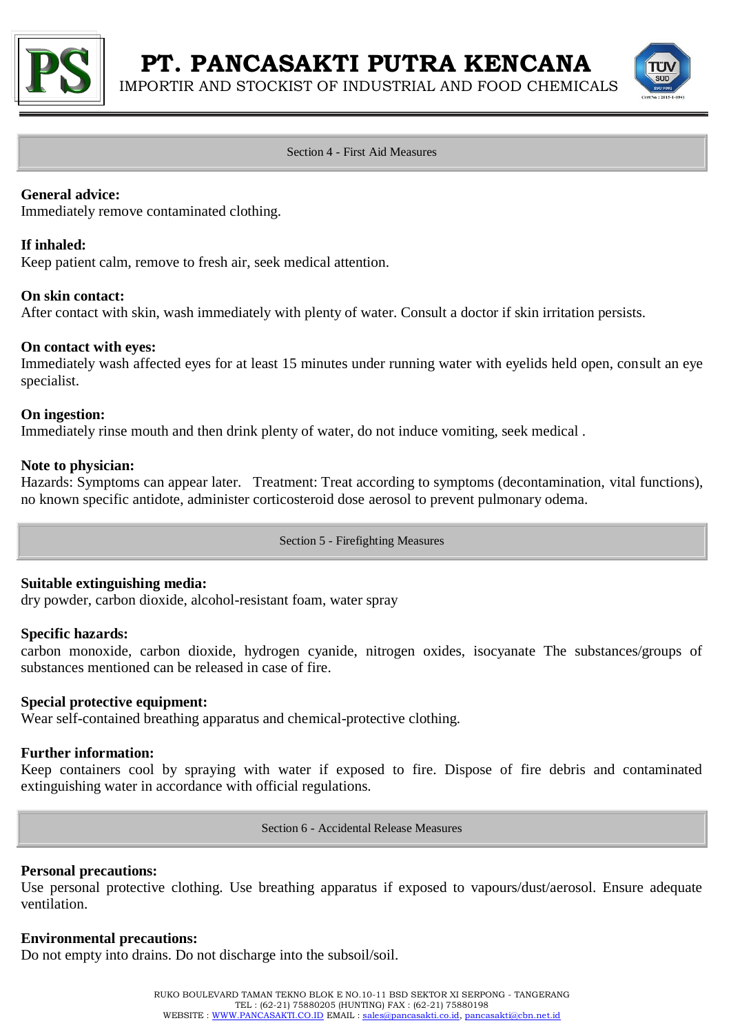## Section 4 - First Aid Measures

**General advice:**
Immediately remove contaminated clothing.

**If inhaled:**
Keep patient calm, remove to fresh air, seek medical attention.

**On skin contact:**
After contact with skin, wash immediately with plenty of water. Consult a doctor if skin irritation persists.

**On contact with eyes:**
Immediately wash affected eyes for at least 15 minutes under running water with eyelids held open, consult an eye specialist.

**On ingestion:**
Immediately rinse mouth and then drink plenty of water, do not induce vomiting, seek medical .

**Note to physician:**
Hazards: Symptoms can appear later. Treatment: Treat according to symptoms (decontamination, vital functions), no known specific antidote, administer corticosteroid dose aerosol to prevent pulmonary odema.

## Section 5 - Firefighting Measures

**Suitable extinguishing media:**
dry powder, carbon dioxide, alcohol-resistant foam, water spray

**Specific hazards:**
carbon monoxide, carbon dioxide, hydrogen cyanide, nitrogen oxides, isocyanate The substances/groups of substances mentioned can be released in case of fire.

**Special protective equipment:**
Wear self-contained breathing apparatus and chemical-protective clothing.

**Further information:**
Keep containers cool by spraying with water if exposed to fire. Dispose of fire debris and contaminated extinguishing water in accordance with official regulations.

## Section 6 - Accidental Release Measures

**Personal precautions:**
Use personal protective clothing. Use breathing apparatus if exposed to vapours/dust/aerosol. Ensure adequate ventilation.

**Environmental precautions:**
Do not empty into drains. Do not discharge into the subsoil/soil.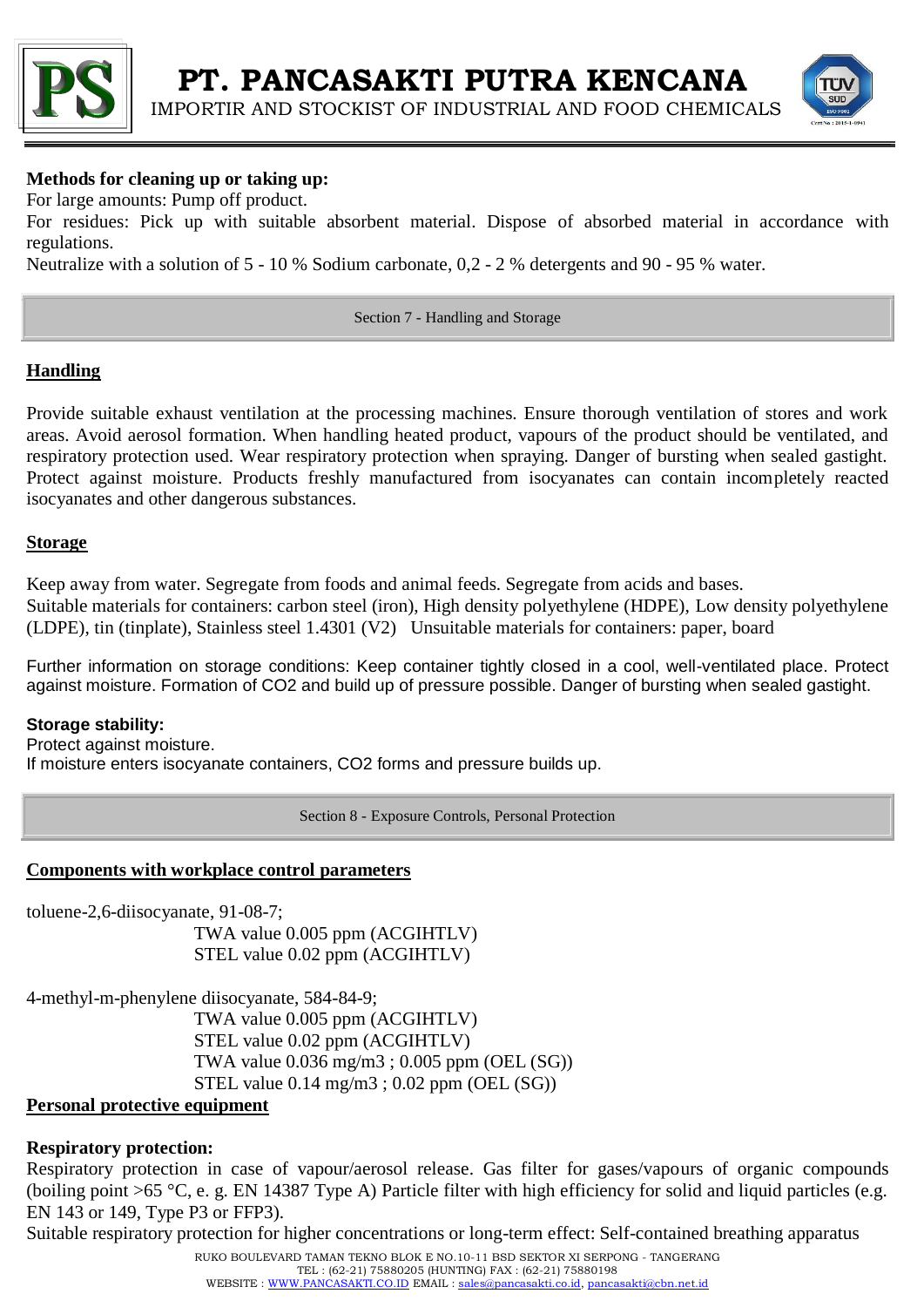**Methods for cleaning up or taking up:**
For large amounts: Pump off product.
For residues: Pick up with suitable absorbent material. Dispose of absorbed material in accordance with regulations.
Neutralize with a solution of 5 - 10 % Sodium carbonate, 0,2 - 2 % detergents and 90 - 95 % water.

## Section 7 - Handling and Storage

**Handling**

Provide suitable exhaust ventilation at the processing machines. Ensure thorough ventilation of stores and work areas. Avoid aerosol formation. When handling heated product, vapours of the product should be ventilated, and respiratory protection used. Wear respiratory protection when spraying. Danger of bursting when sealed gastight. Protect against moisture. Products freshly manufactured from isocyanates can contain incompletely reacted isocyanates and other dangerous substances.

**Storage**

Keep away from water. Segregate from foods and animal feeds. Segregate from acids and bases.
Suitable materials for containers: carbon steel (iron), High density polyethylene (HDPE), Low density polyethylene (LDPE), tin (tinplate), Stainless steel 1.4301 (V2) Unsuitable materials for containers: paper, board

Further information on storage conditions: Keep container tightly closed in a cool, well-ventilated place. Protect against moisture. Formation of $CO_2$ and build up of pressure possible. Danger of bursting when sealed gastight.

**Storage stability:**
Protect against moisture.
If moisture enters isocyanate containers, $CO_2$ forms and pressure builds up.

## Section 8 - Exposure Controls, Personal Protection

**Components with workplace control parameters**

toluene-2,6-diisocyanate, 91-08-7;
TWA value 0.005 ppm (ACGIHTLV)
STEL value 0.02 ppm (ACGIHTLV)

4-methyl-m-phenylene diisocyanate, 584-84-9;
TWA value 0.005 ppm (ACGIHTLV)
STEL value 0.02 ppm (ACGIHTLV)
TWA value 0.036 mg/m3 ; 0.005 ppm (OEL (SG))
STEL value 0.14 mg/m3 ; 0.02 ppm (OEL (SG))

**Personal protective equipment**

**Respiratory protection:**
Respiratory protection in case of vapour/aerosol release. Gas filter for gases/vapours of organic compounds (boiling point >65 °C, e. g. EN 14387 Type A) Particle filter with high efficiency for solid and liquid particles (e.g. EN 143 or 149, Type P3 or FFP3).
Suitable respiratory protection for higher concentrations or long-term effect: Self-contained breathing apparatus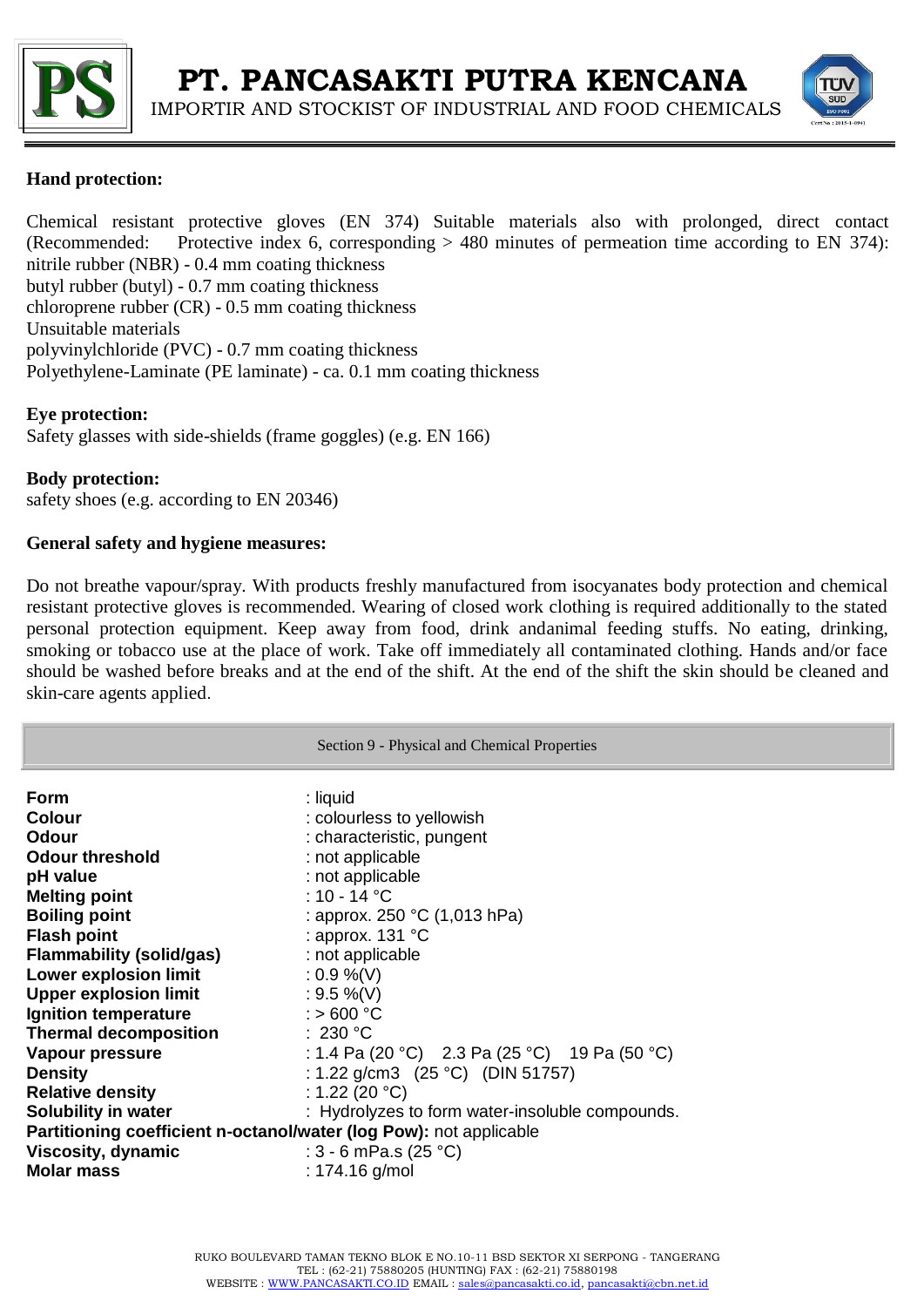**Hand protection:**

Chemical resistant protective gloves (EN 374) Suitable materials also with prolonged, direct contact (Recommended: Protective index 6, corresponding > 480 minutes of permeation time according to EN 374):
nitrile rubber (NBR) - 0.4 mm coating thickness
butyl rubber (butyl) - 0.7 mm coating thickness
chloroprene rubber (CR) - 0.5 mm coating thickness
Unsuitable materials
polyvinylchloride (PVC) - 0.7 mm coating thickness
Polyethylene-Laminate (PE laminate) - ca. 0.1 mm coating thickness

**Eye protection:**
Safety glasses with side-shields (frame goggles) (e.g. EN 166)

**Body protection:**
safety shoes (e.g. according to EN 20346)

**General safety and hygiene measures:**

Do not breathe vapour/spray. With products freshly manufactured from isocyanates body protection and chemical resistant protective gloves is recommended. Wearing of closed work clothing is required additionally to the stated personal protection equipment. Keep away from food, drink andanimal feeding stuffs. No eating, drinking, smoking or tobacco use at the place of work. Take off immediately all contaminated clothing. Hands and/or face should be washed before breaks and at the end of the shift. At the end of the shift the skin should be cleaned and skin-care agents applied.

## Section 9 - Physical and Chemical Properties

**Form** : liquid
**Colour** : colourless to yellowish
**Odour** : characteristic, pungent
**Odour threshold** : not applicable
**pH value** : not applicable
**Melting point** : 10 - 14 °C
**Boiling point** : approx. 250 °C (1,013 hPa)
**Flash point** : approx. 131 °C
**Flammability (solid/gas)** : not applicable
**Lower explosion limit** : 0.9 %(V)
**Upper explosion limit** : 9.5 %(V)
**Ignition temperature** : > 600 °C
**Thermal decomposition** : 230 °C
**Vapour pressure** : 1.4 Pa (20 °C) 2.3 Pa (25 °C) 19 Pa (50 °C)
**Density** : 1.22 g/cm3 (25 °C) (DIN 51757)
**Relative density** : 1.22 (20 °C)
**Solubility in water** : Hydrolyzes to form water-insoluble compounds.
**Partitioning coefficient n-octanol/water (log Pow):** not applicable
**Viscosity, dynamic** : 3 - 6 mPa.s (25 °C)
**Molar mass** : 174.16 g/mol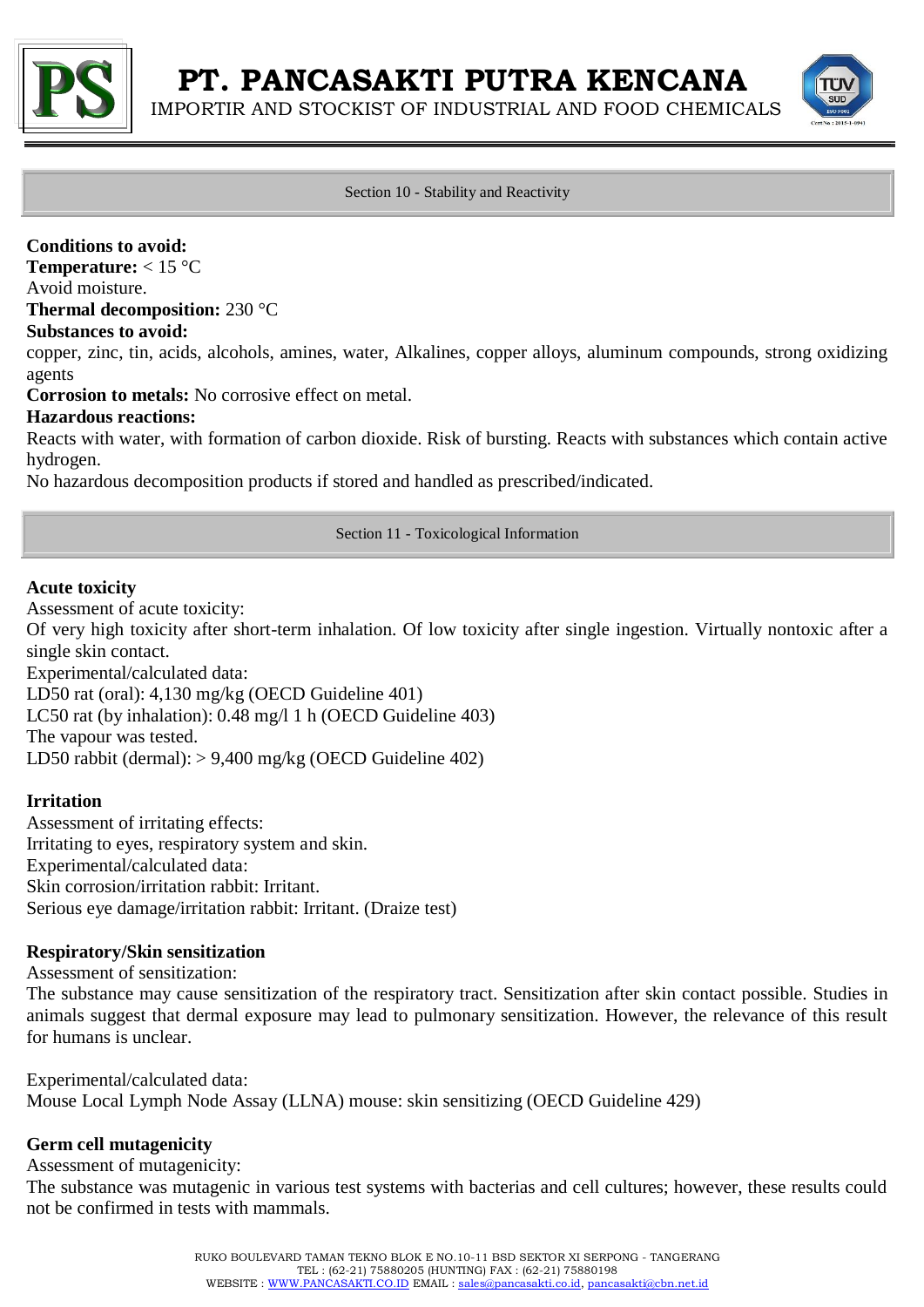## Section 10 - Stability and Reactivity

**Conditions to avoid:**
**Temperature:** < 15 °C
Avoid moisture.
**Thermal decomposition:** 230 °C
**Substances to avoid:**
copper, zinc, tin, acids, alcohols, amines, water, Alkalines, copper alloys, aluminum compounds, strong oxidizing agents
**Corrosion to metals:** No corrosive effect on metal.
**Hazardous reactions:**
Reacts with water, with formation of carbon dioxide. Risk of bursting. Reacts with substances which contain active hydrogen.
No hazardous decomposition products if stored and handled as prescribed/indicated.

## Section 11 - Toxicological Information

**Acute toxicity**
Assessment of acute toxicity:
Of very high toxicity after short-term inhalation. Of low toxicity after single ingestion. Virtually nontoxic after a single skin contact.
Experimental/calculated data:
LD50 rat (oral): 4,130 mg/kg (OECD Guideline 401)
LC50 rat (by inhalation): 0.48 mg/l 1 h (OECD Guideline 403)
The vapour was tested.
LD50 rabbit (dermal): > 9,400 mg/kg (OECD Guideline 402)

**Irritation**
Assessment of irritating effects:
Irritating to eyes, respiratory system and skin.
Experimental/calculated data:
Skin corrosion/irritation rabbit: Irritant.
Serious eye damage/irritation rabbit: Irritant. (Draize test)

**Respiratory/Skin sensitization**
Assessment of sensitization:
The substance may cause sensitization of the respiratory tract. Sensitization after skin contact possible. Studies in animals suggest that dermal exposure may lead to pulmonary sensitization. However, the relevance of this result for humans is unclear.

Experimental/calculated data:
Mouse Local Lymph Node Assay (LLNA) mouse: skin sensitizing (OECD Guideline 429)

**Germ cell mutagenicity**
Assessment of mutagenicity:
The substance was mutagenic in various test systems with bacterias and cell cultures; however, these results could not be confirmed in tests with mammals.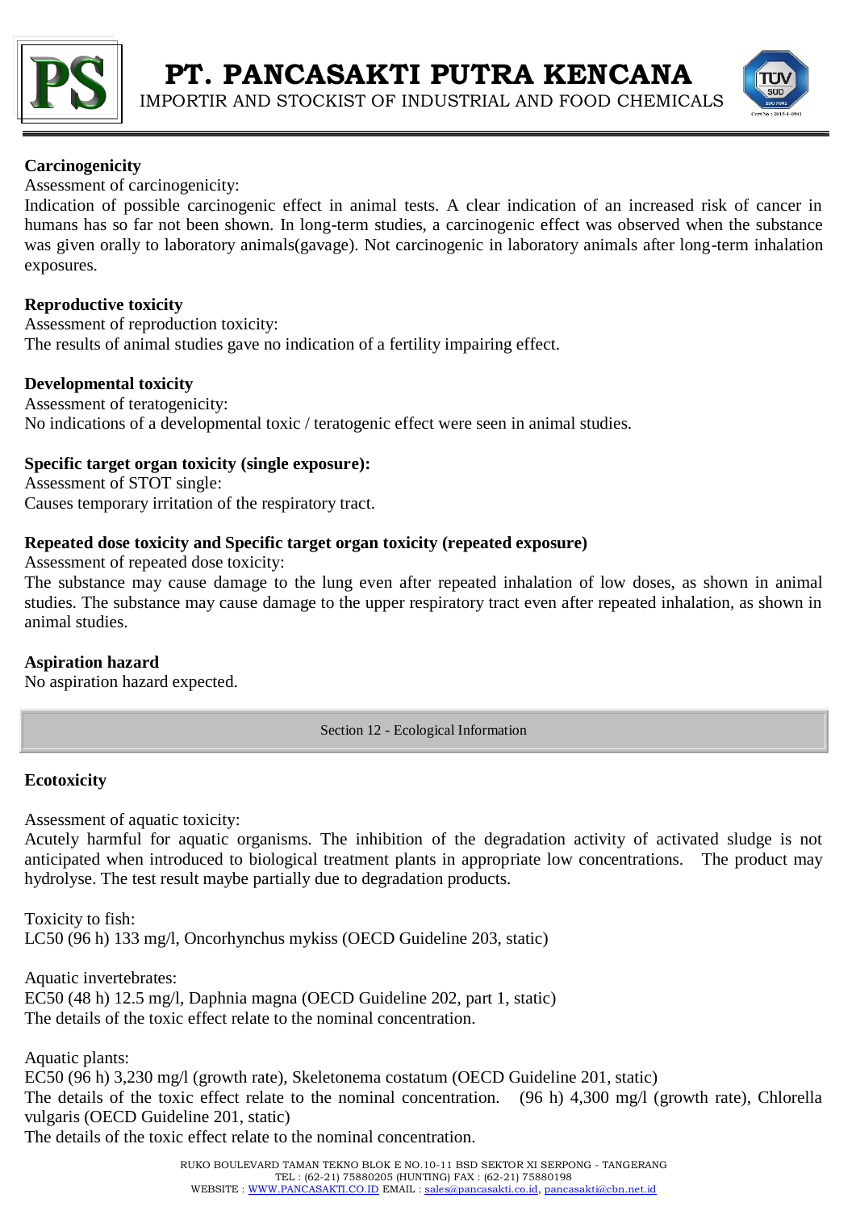**Carcinogenicity**

Assessment of carcinogenicity:

Indication of possible carcinogenic effect in animal tests. A clear indication of an increased risk of cancer in humans has so far not been shown. In long-term studies, a carcinogenic effect was observed when the substance was given orally to laboratory animals(gavage). Not carcinogenic in laboratory animals after long-term inhalation exposures.

**Reproductive toxicity**

Assessment of reproduction toxicity:

The results of animal studies gave no indication of a fertility impairing effect.

**Developmental toxicity**

Assessment of teratogenicity:

No indications of a developmental toxic / teratogenic effect were seen in animal studies.

**Specific target organ toxicity (single exposure):**

Assessment of STOT single:

Causes temporary irritation of the respiratory tract.

**Repeated dose toxicity and Specific target organ toxicity (repeated exposure)**

Assessment of repeated dose toxicity:

The substance may cause damage to the lung even after repeated inhalation of low doses, as shown in animal studies. The substance may cause damage to the upper respiratory tract even after repeated inhalation, as shown in animal studies.

**Aspiration hazard**

No aspiration hazard expected.

## Section 12 - Ecological Information

**Ecotoxicity**

Assessment of aquatic toxicity:

Acutely harmful for aquatic organisms. The inhibition of the degradation activity of activated sludge is not anticipated when introduced to biological treatment plants in appropriate low concentrations. The product may hydrolyse. The test result maybe partially due to degradation products.

Toxicity to fish:

LC50 (96 h) 133 mg/l, Oncorhynchus mykiss (OECD Guideline 203, static)

Aquatic invertebrates:

EC50 (48 h) 12.5 mg/l, Daphnia magna (OECD Guideline 202, part 1, static)

The details of the toxic effect relate to the nominal concentration.

Aquatic plants:

EC50 (96 h) 3,230 mg/l (growth rate), Skeletonema costatum (OECD Guideline 201, static)

The details of the toxic effect relate to the nominal concentration. (96 h) 4,300 mg/l (growth rate), Chlorella vulgaris (OECD Guideline 201, static)

The details of the toxic effect relate to the nominal concentration.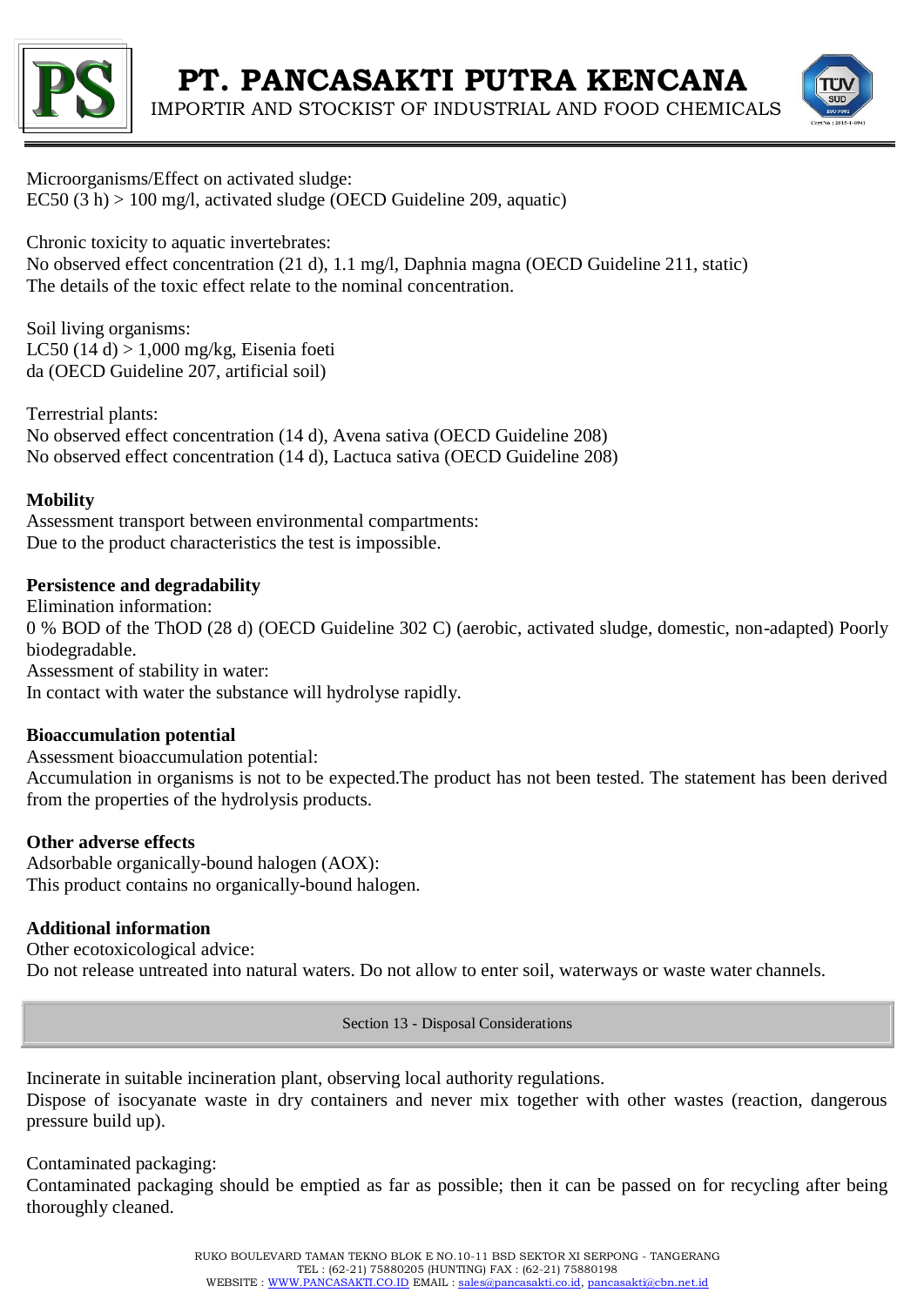Microorganisms/Effect on activated sludge:
EC50 (3 h) > 100 mg/l, activated sludge (OECD Guideline 209, aquatic)

Chronic toxicity to aquatic invertebrates:
No observed effect concentration (21 d), 1.1 mg/l, Daphnia magna (OECD Guideline 211, static)
The details of the toxic effect relate to the nominal concentration.

Soil living organisms:
LC50 (14 d) > 1,000 mg/kg, Eisenia foeti
da (OECD Guideline 207, artificial soil)

Terrestrial plants:
No observed effect concentration (14 d), Avena sativa (OECD Guideline 208)
No observed effect concentration (14 d), Lactuca sativa (OECD Guideline 208)

**Mobility**
Assessment transport between environmental compartments:
Due to the product characteristics the test is impossible.

**Persistence and degradability**
Elimination information:
0 % BOD of the ThOD (28 d) (OECD Guideline 302 C) (aerobic, activated sludge, domestic, non-adapted) Poorly biodegradable.
Assessment of stability in water:
In contact with water the substance will hydrolyse rapidly.

**Bioaccumulation potential**
Assessment bioaccumulation potential:
Accumulation in organisms is not to be expected.The product has not been tested. The statement has been derived from the properties of the hydrolysis products.

**Other adverse effects**
Adsorbable organically-bound halogen (AOX):
This product contains no organically-bound halogen.

**Additional information**
Other ecotoxicological advice:
Do not release untreated into natural waters. Do not allow to enter soil, waterways or waste water channels.

## Section 13 - Disposal Considerations

Incinerate in suitable incineration plant, observing local authority regulations.
Dispose of isocyanate waste in dry containers and never mix together with other wastes (reaction, dangerous pressure build up).

Contaminated packaging:
Contaminated packaging should be emptied as far as possible; then it can be passed on for recycling after being thoroughly cleaned.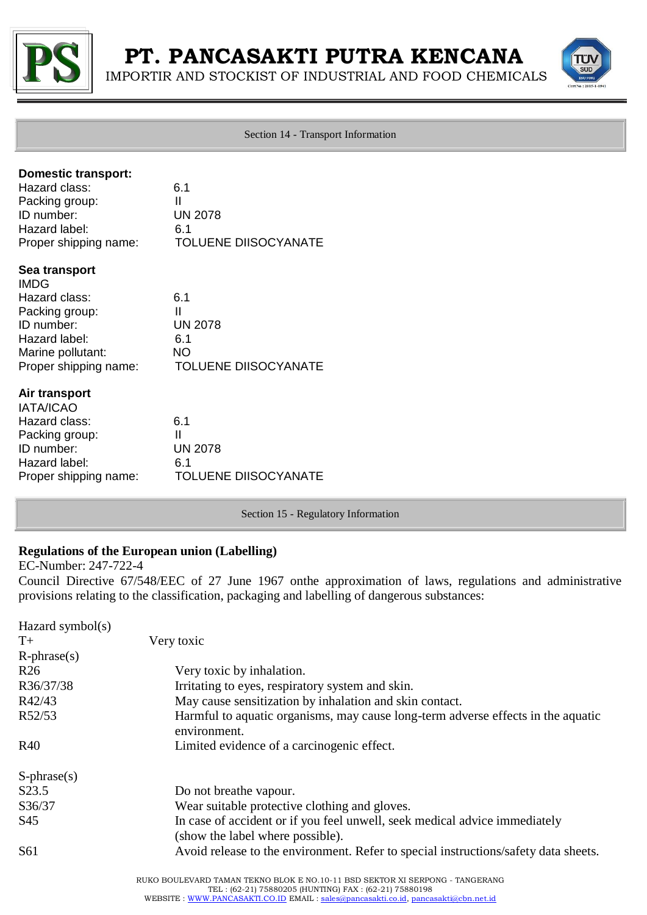## Section 14 - Transport Information

**Domestic transport:**

| | |
|---|---|
| Hazard class: | 6.1 |
| Packing group: | II |
| ID number: | UN 2078 |
| Hazard label: | 6.1 |
| Proper shipping name: | TOLUENE DIISOCYANATE |

**Sea transport**

IMDG

| | |
|---|---|
| Hazard class: | 6.1 |
| Packing group: | II |
| ID number: | UN 2078 |
| Hazard label: | 6.1 |
| Marine pollutant: | NO |
| Proper shipping name: | TOLUENE DIISOCYANATE |

**Air transport**

IATA/ICAO

| | |
|---|---|
| Hazard class: | 6.1 |
| Packing group: | II |
| ID number: | UN 2078 |
| Hazard label: | 6.1 |
| Proper shipping name: | TOLUENE DIISOCYANATE |

## Section 15 - Regulatory Information

**Regulations of the European union (Labelling)**

EC-Number: 247-722-4

Council Directive 67/548/EEC of 27 June 1967 onthe approximation of laws, regulations and administrative provisions relating to the classification, packaging and labelling of dangerous substances:

Hazard symbol(s)

| | |
|---|---|
| T+ | Very toxic |

R-phrase(s)

| | |
|---|---|
| R26 | Very toxic by inhalation. |
| R36/37/38 | Irritating to eyes, respiratory system and skin. |
| R42/43 | May cause sensitization by inhalation and skin contact. |
| R52/53 | Harmful to aquatic organisms, may cause long-term adverse effects in the aquatic environment. |
| R40 | Limited evidence of a carcinogenic effect. |

S-phrase(s)

| | |
|---|---|
| S23.5 | Do not breathe vapour. |
| S36/37 | Wear suitable protective clothing and gloves. |
| S45 | In case of accident or if you feel unwell, seek medical advice immediately (show the label where possible). |
| S61 | Avoid release to the environment. Refer to special instructions/safety data sheets. |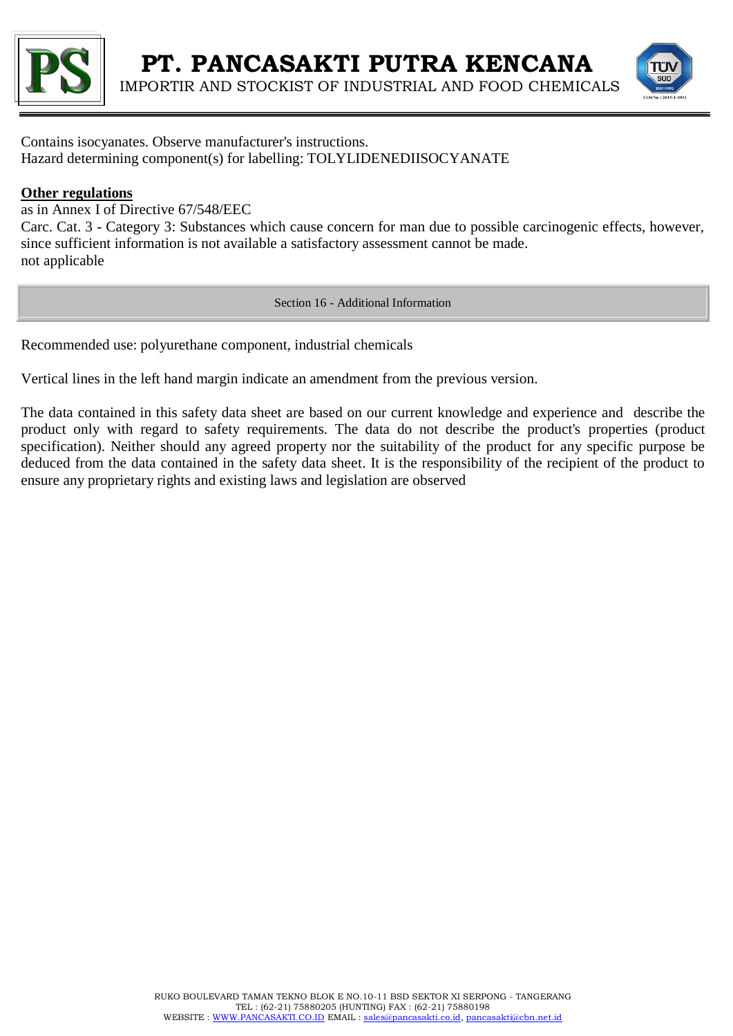Contains isocyanates. Observe manufacturer's instructions.
Hazard determining component(s) for labelling: TOLYLIDENEDIISOCYANATE

**Other regulations**

as in Annex I of Directive 67/548/EEC
Carc. Cat. 3 - Category 3: Substances which cause concern for man due to possible carcinogenic effects, however, since sufficient information is not available a satisfactory assessment cannot be made.
not applicable

## Section 16 - Additional Information

Recommended use: polyurethane component, industrial chemicals

Vertical lines in the left hand margin indicate an amendment from the previous version.

The data contained in this safety data sheet are based on our current knowledge and experience and describe the product only with regard to safety requirements. The data do not describe the product's properties (product specification). Neither should any agreed property nor the suitability of the product for any specific purpose be deduced from the data contained in the safety data sheet. It is the responsibility of the recipient of the product to ensure any proprietary rights and existing laws and legislation are observed